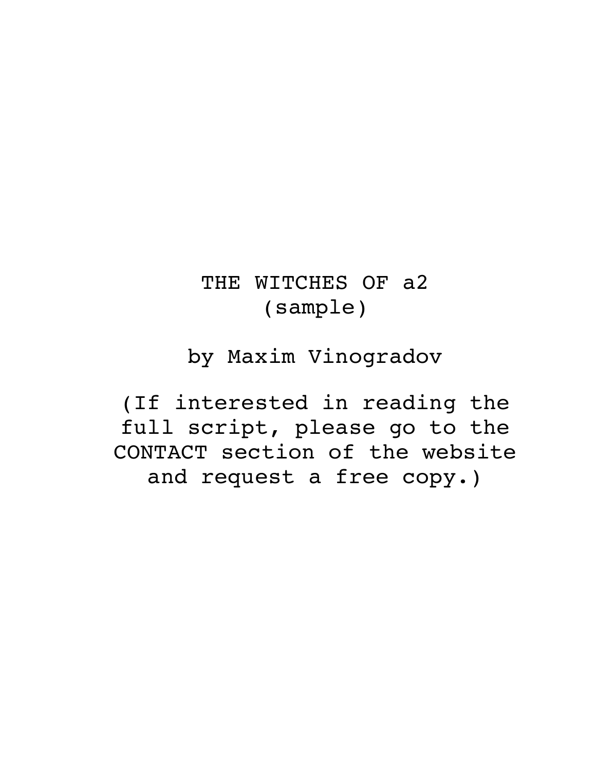# THE WITCHES OF a2

(sample)

by Maxim Vinogradov

(If interested in reading the full script, please go to the CONTACT section of the website and request a free copy.)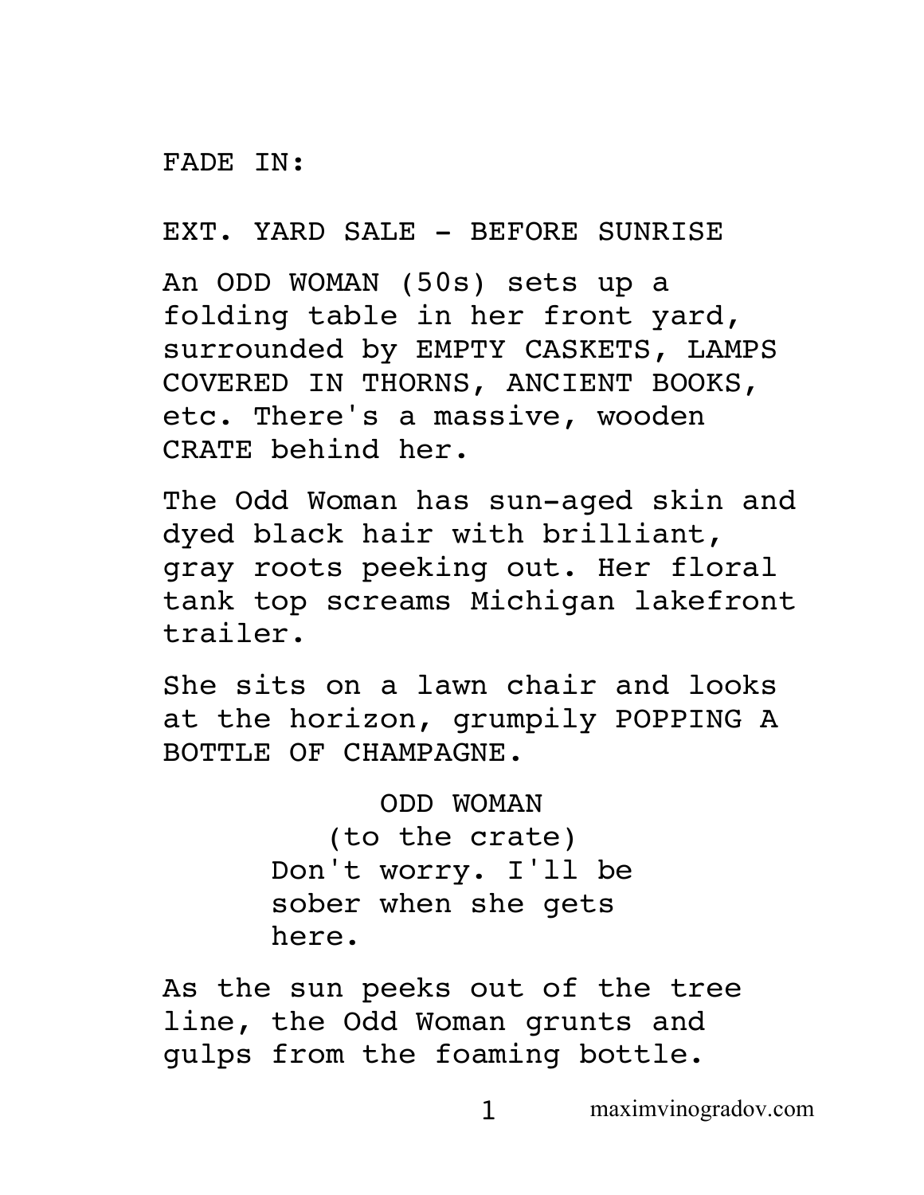FADE IN:

EXT. YARD SALE - BEFORE SUNRISE

An ODD WOMAN (50s) sets up a folding table in her front yard, surrounded by EMPTY CASKETS, LAMPS COVERED IN THORNS, ANCIENT BOOKS, etc. There's a massive, wooden CRATE behind her.

The Odd Woman has sun-aged skin and dyed black hair with brilliant, gray roots peeking out. Her floral tank top screams Michigan lakefront trailer.

She sits on a lawn chair and looks at the horizon, grumpily POPPING A BOTTLE OF CHAMPAGNE.

ODD WOMAN
(to the crate)
Don't worry. I'll be sober when she gets here.

As the sun peeks out of the tree line, the Odd Woman grunts and gulps from the foaming bottle.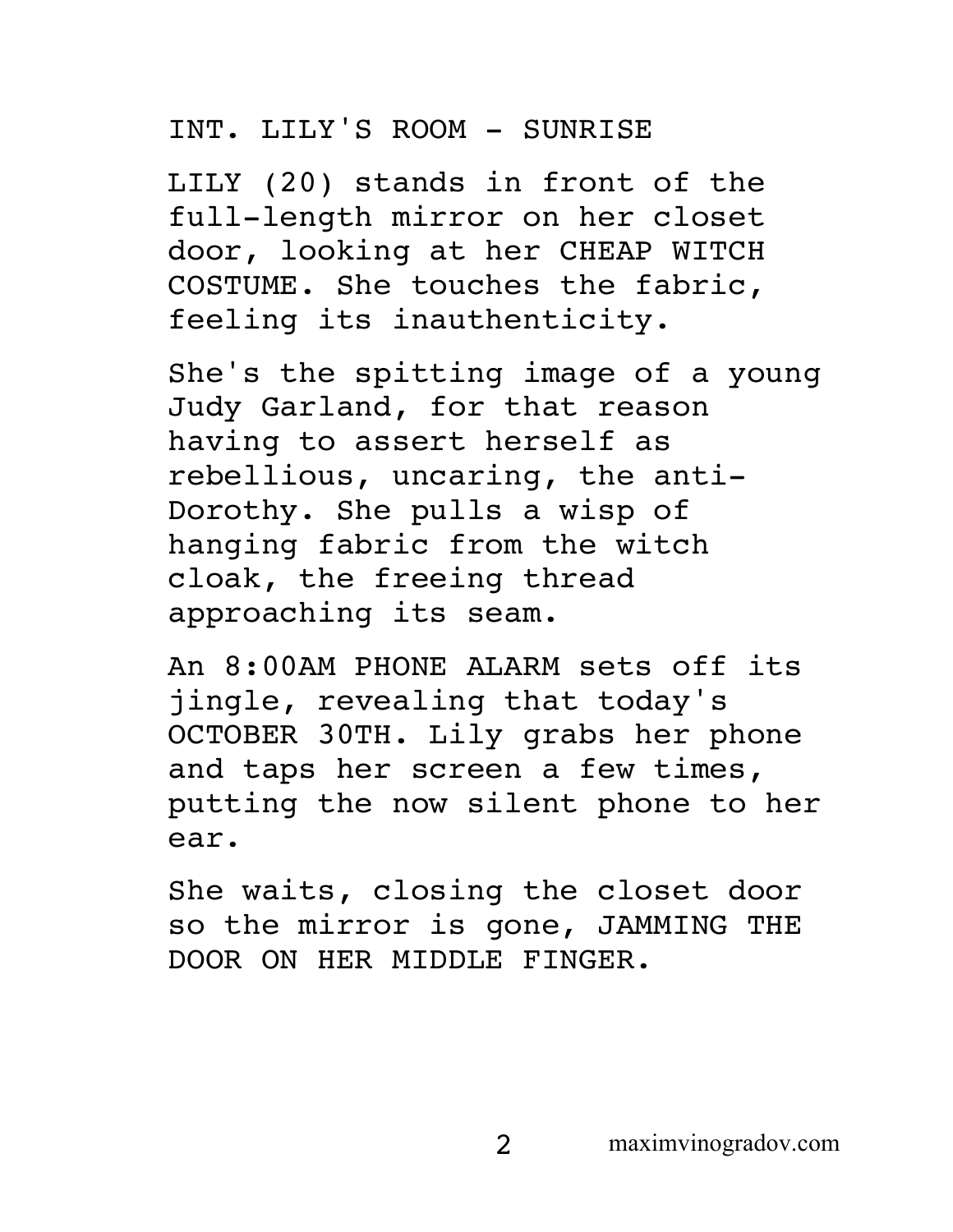INT. LILY'S ROOM - SUNRISE

LILY (20) stands in front of the full-length mirror on her closet door, looking at her CHEAP WITCH COSTUME. She touches the fabric, feeling its inauthenticity.

She's the spitting image of a young Judy Garland, for that reason having to assert herself as rebellious, uncaring, the anti-Dorothy. She pulls a wisp of hanging fabric from the witch cloak, the freeing thread approaching its seam.

An 8:00AM PHONE ALARM sets off its jingle, revealing that today's OCTOBER 30TH. Lily grabs her phone and taps her screen a few times, putting the now silent phone to her ear.

She waits, closing the closet door so the mirror is gone, JAMMING THE DOOR ON HER MIDDLE FINGER.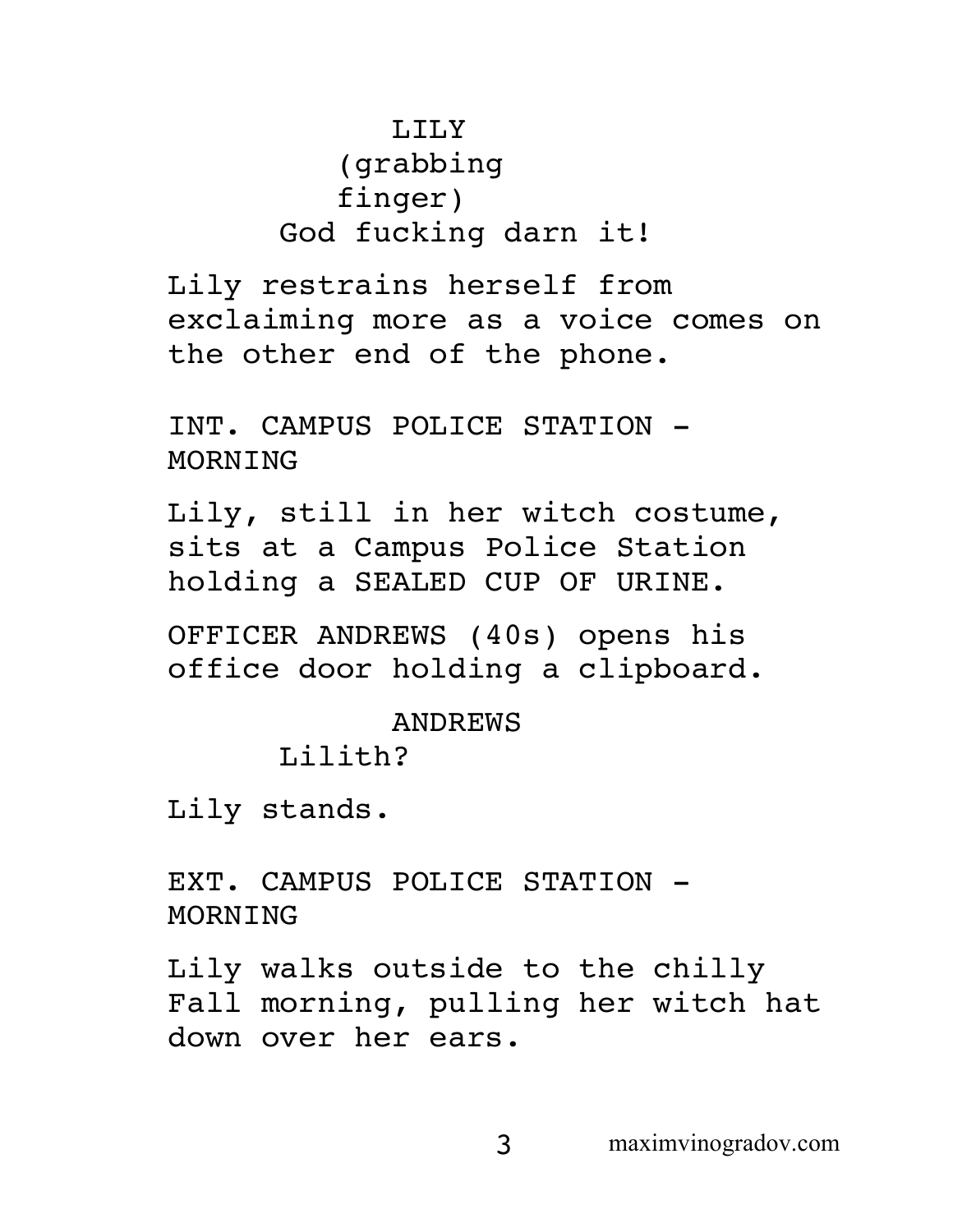LILY
(grabbing finger)
God fucking darn it!

Lily restrains herself from exclaiming more as a voice comes on the other end of the phone.

INT. CAMPUS POLICE STATION - MORNING

Lily, still in her witch costume, sits at a Campus Police Station holding a SEALED CUP OF URINE.

OFFICER ANDREWS (40s) opens his office door holding a clipboard.

ANDREWS
Lilith?

Lily stands.

EXT. CAMPUS POLICE STATION - MORNING

Lily walks outside to the chilly Fall morning, pulling her witch hat down over her ears.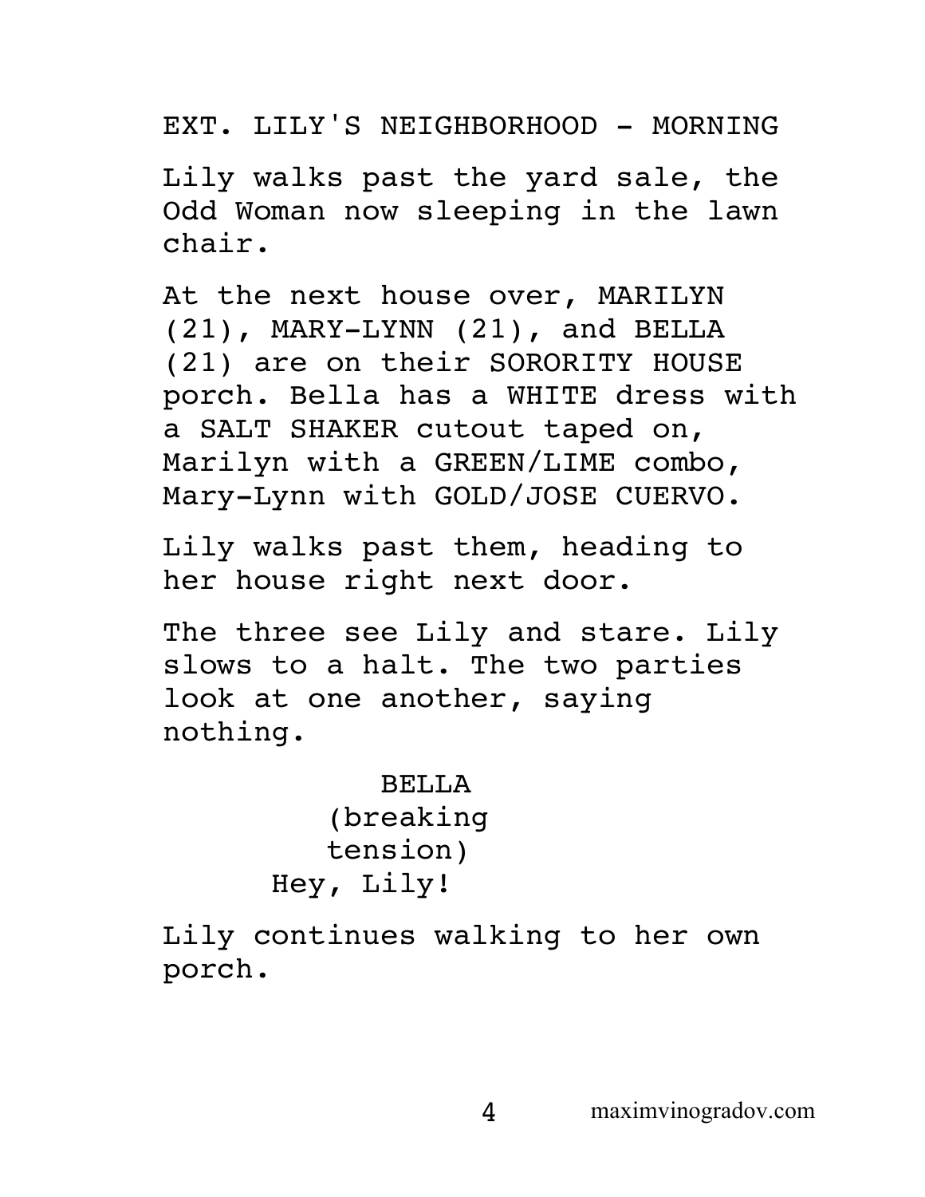EXT. LILY'S NEIGHBORHOOD - MORNING

Lily walks past the yard sale, the Odd Woman now sleeping in the lawn chair.

At the next house over, MARILYN (21), MARY-LYNN (21), and BELLA (21) are on their SORORITY HOUSE porch. Bella has a WHITE dress with a SALT SHAKER cutout taped on, Marilyn with a GREEN/LIME combo, Mary-Lynn with GOLD/JOSE CUERVO.

Lily walks past them, heading to her house right next door.

The three see Lily and stare. Lily slows to a halt. The two parties look at one another, saying nothing.

BELLA
(breaking tension)
Hey, Lily!

Lily continues walking to her own porch.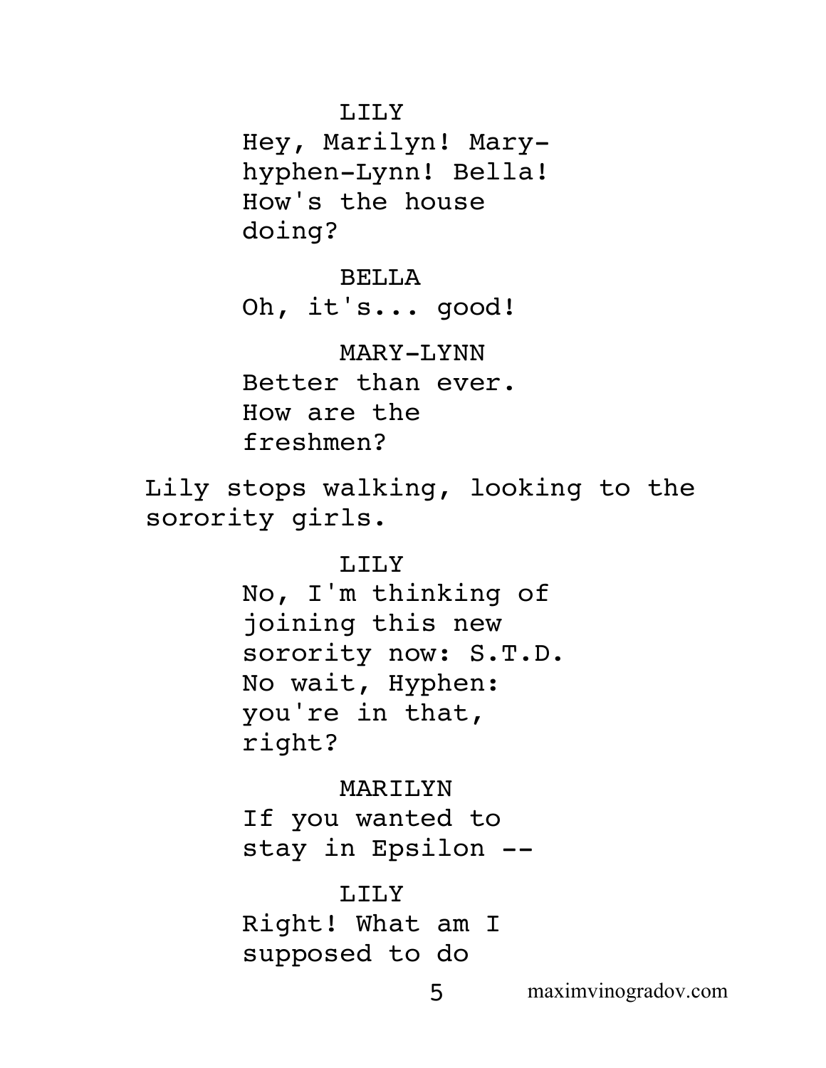LILY

Hey, Marilyn! Mary-hyphen-Lynn! Bella! How's the house doing?

BELLA

Oh, it's... good!

MARY-LYNN

Better than ever. How are the freshmen?

Lily stops walking, looking to the sorority girls.

LILY

No, I'm thinking of joining this new sorority now: S.T.D. No wait, Hyphen: you're in that, right?

MARILYN

If you wanted to stay in Epsilon --

LILY

Right! What am I supposed to do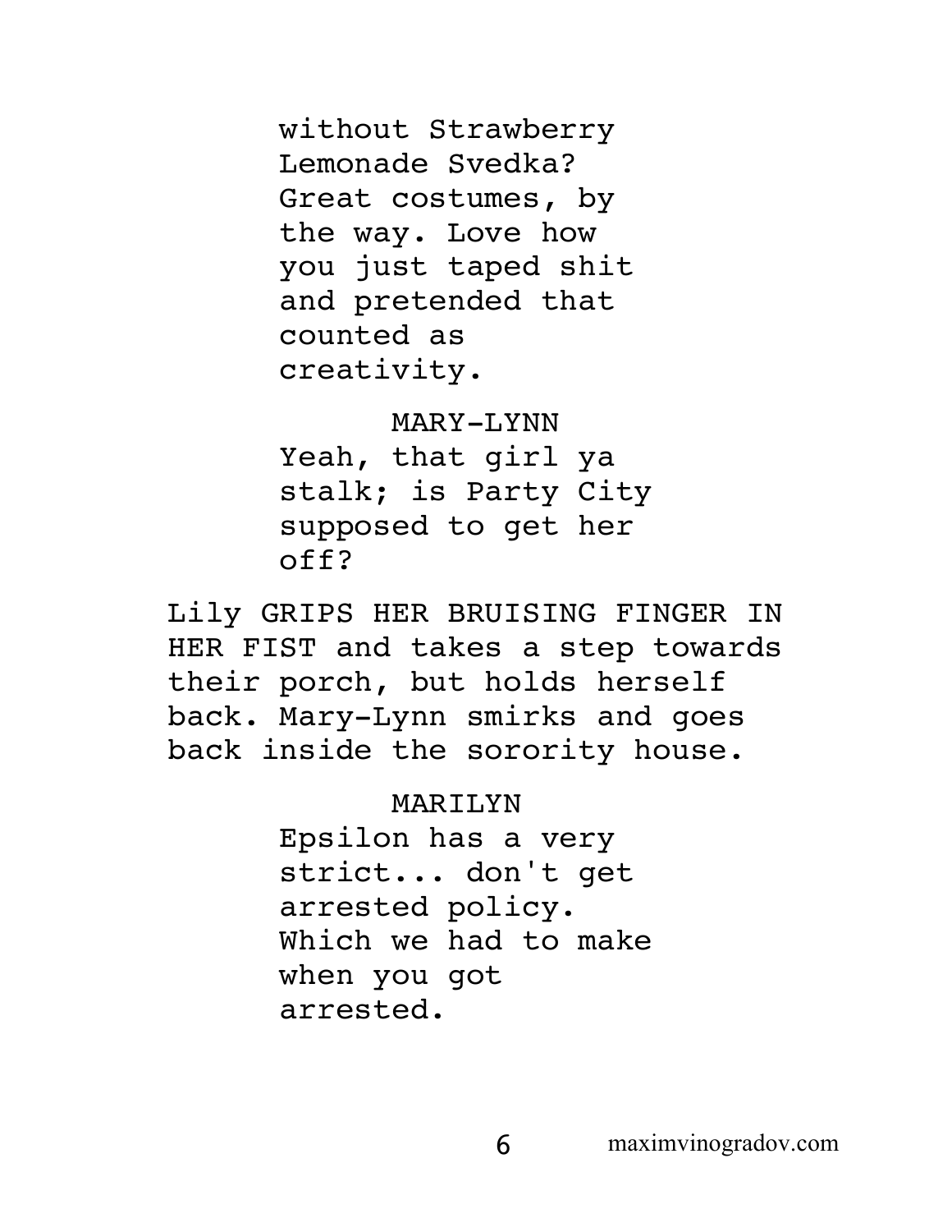without Strawberry Lemonade Svedka? Great costumes, by the way. Love how you just taped shit and pretended that counted as creativity.

MARY-LYNN

Yeah, that girl ya stalk; is Party City supposed to get her off?

Lily GRIPS HER BRUISING FINGER IN HER FIST and takes a step towards their porch, but holds herself back. Mary-Lynn smirks and goes back inside the sorority house.

MARILYN

Epsilon has a very strict... don't get arrested policy. Which we had to make when you got arrested.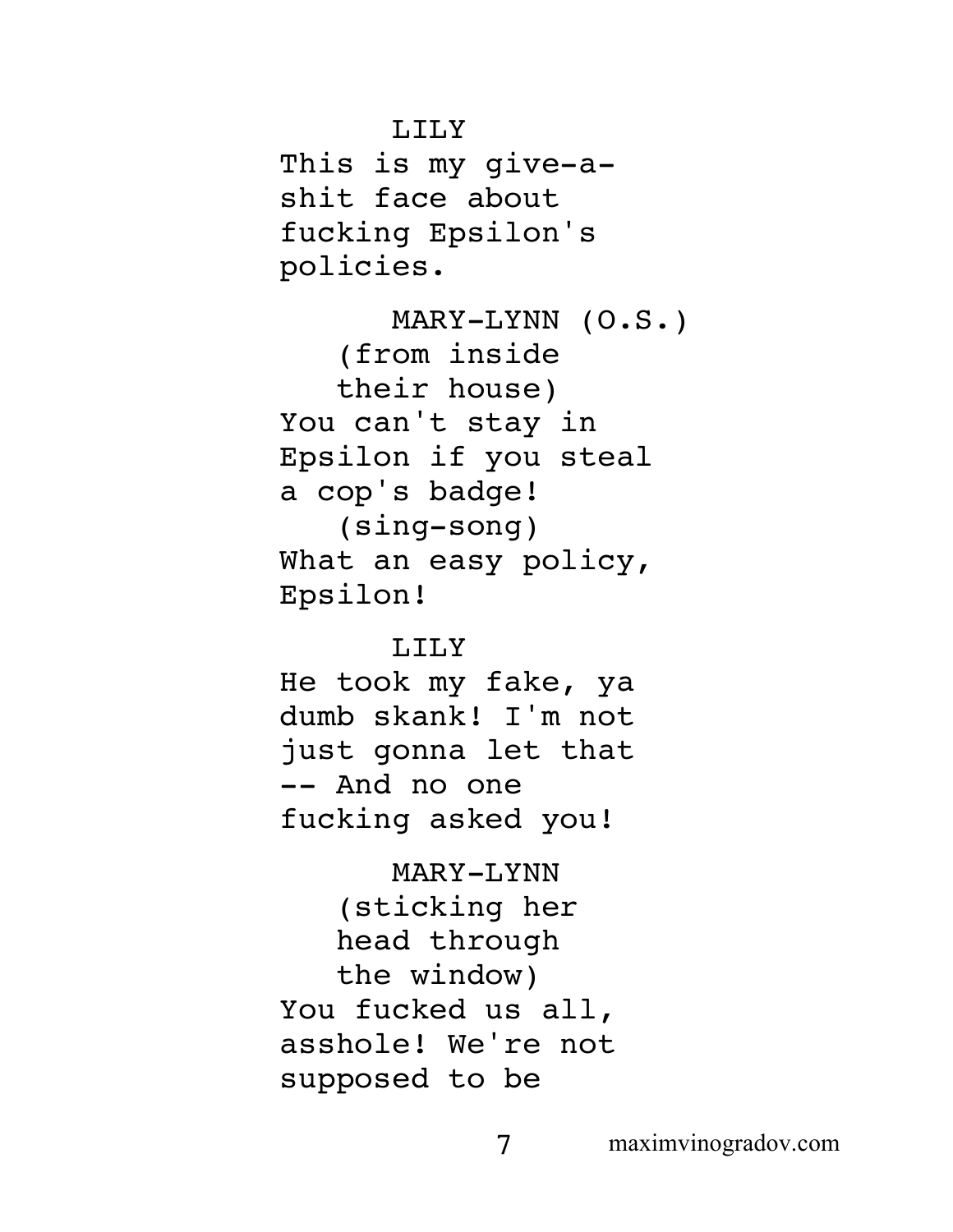LILY

This is my give-a-shit face about fucking Epsilon's policies.

MARY-LYNN (O.S.)

(from inside their house)

You can't stay in Epsilon if you steal a cop's badge!

(sing-song)

What an easy policy, Epsilon!

LILY

He took my fake, ya dumb skank! I'm not just gonna let that -- And no one fucking asked you!

MARY-LYNN

(sticking her head through the window)

You fucked us all, asshole! We're not supposed to be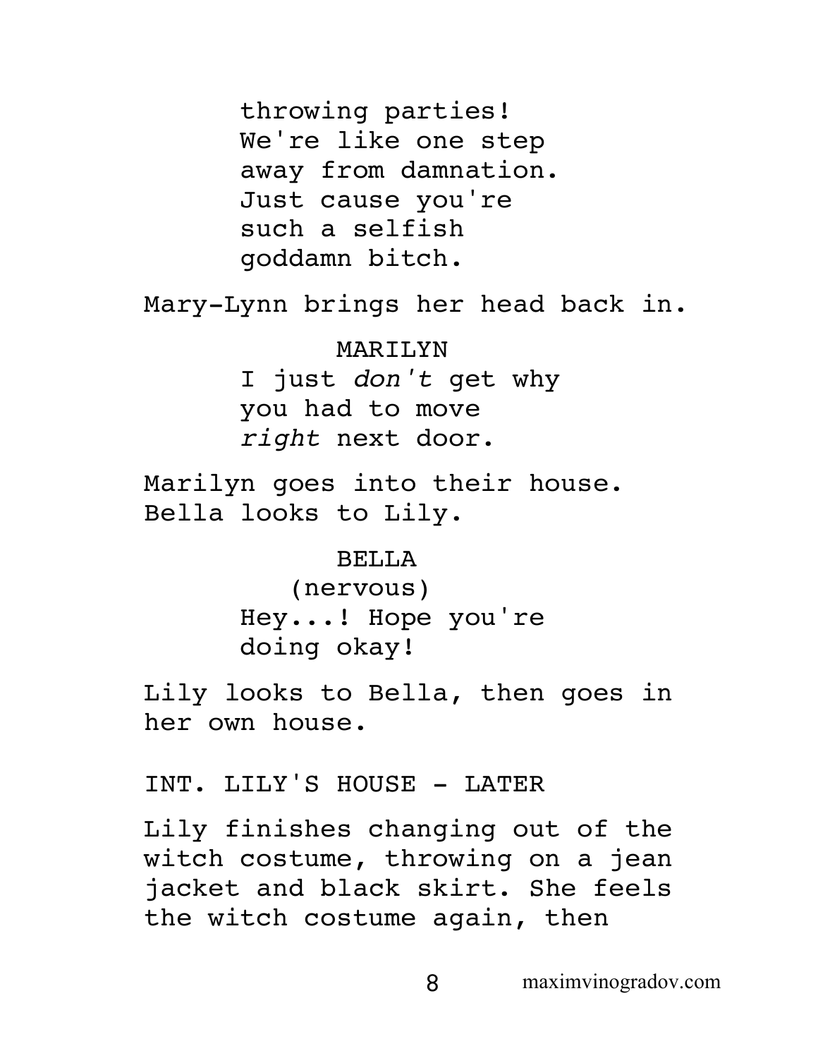throwing parties!
We're like one step
away from damnation.
Just cause you're
such a selfish
goddamn bitch.

Mary-Lynn brings her head back in.

MARILYN

I just *don't* get why
you had to move
*right* next door.

Marilyn goes into their house.
Bella looks to Lily.

BELLA

(nervous)

Hey...! Hope you're
doing okay!

Lily looks to Bella, then goes in
her own house.

INT. LILY'S HOUSE - LATER

Lily finishes changing out of the
witch costume, throwing on a jean
jacket and black skirt. She feels
the witch costume again, then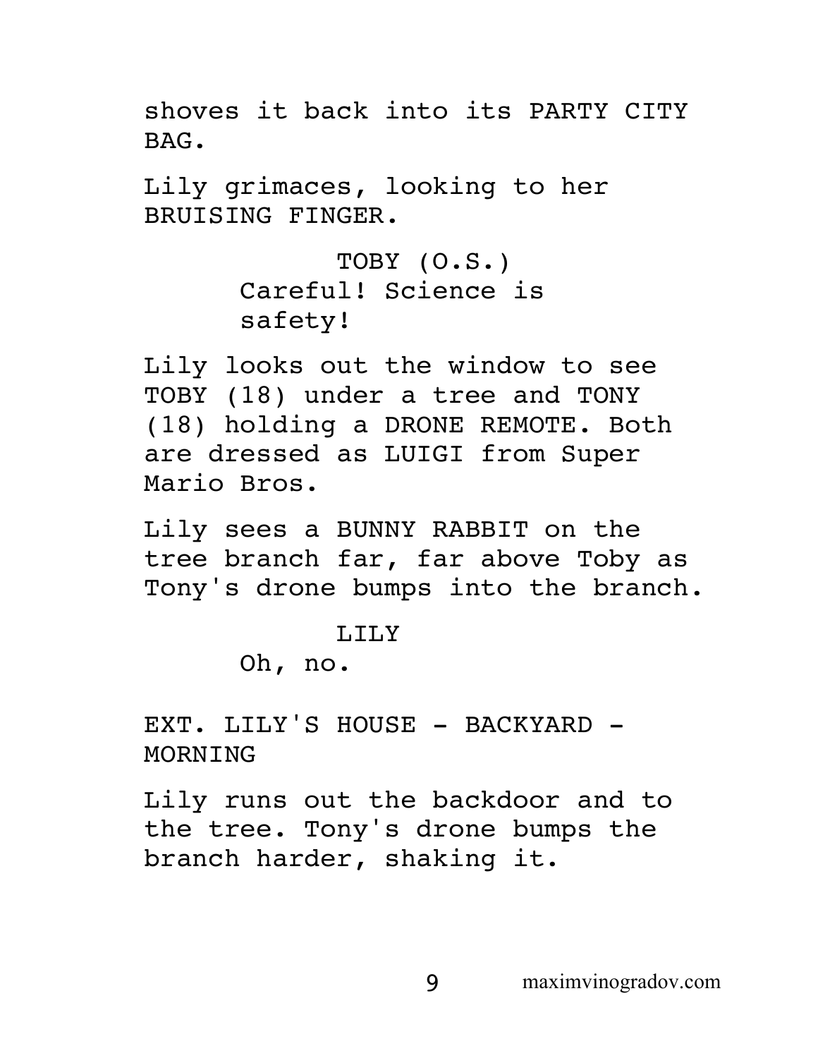shoves it back into its PARTY CITY BAG.

Lily grimaces, looking to her BRUISING FINGER.

TOBY (O.S.)
Careful! Science is safety!

Lily looks out the window to see TOBY (18) under a tree and TONY (18) holding a DRONE REMOTE. Both are dressed as LUIGI from Super Mario Bros.

Lily sees a BUNNY RABBIT on the tree branch far, far above Toby as Tony's drone bumps into the branch.

LILY
Oh, no.

EXT. LILY'S HOUSE - BACKYARD - MORNING

Lily runs out the backdoor and to the tree. Tony's drone bumps the branch harder, shaking it.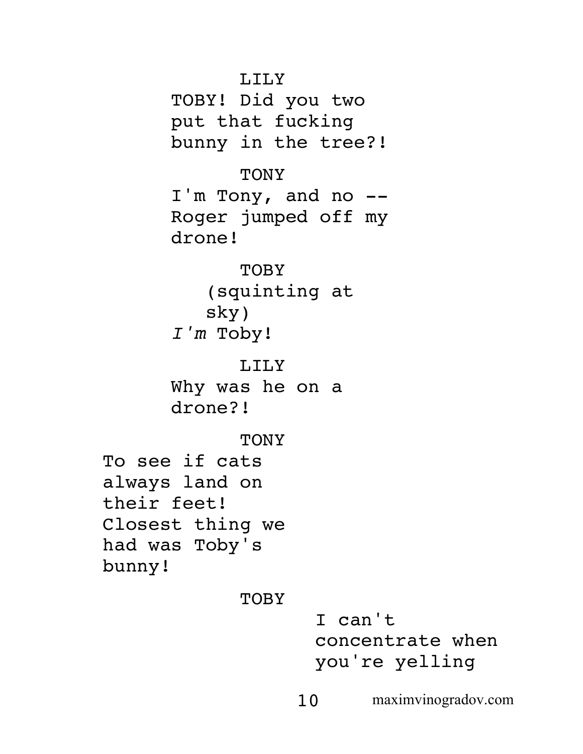LILY

TOBY! Did you two put that fucking bunny in the tree?!

TONY

I'm Tony, and no -- Roger jumped off my drone!

TOBY

(squinting at sky)

*I'm* Toby!

LILY

Why was he on a drone?!

TONY

To see if cats always land on their feet! Closest thing we had was Toby's bunny!

TOBY

I can't concentrate when you're yelling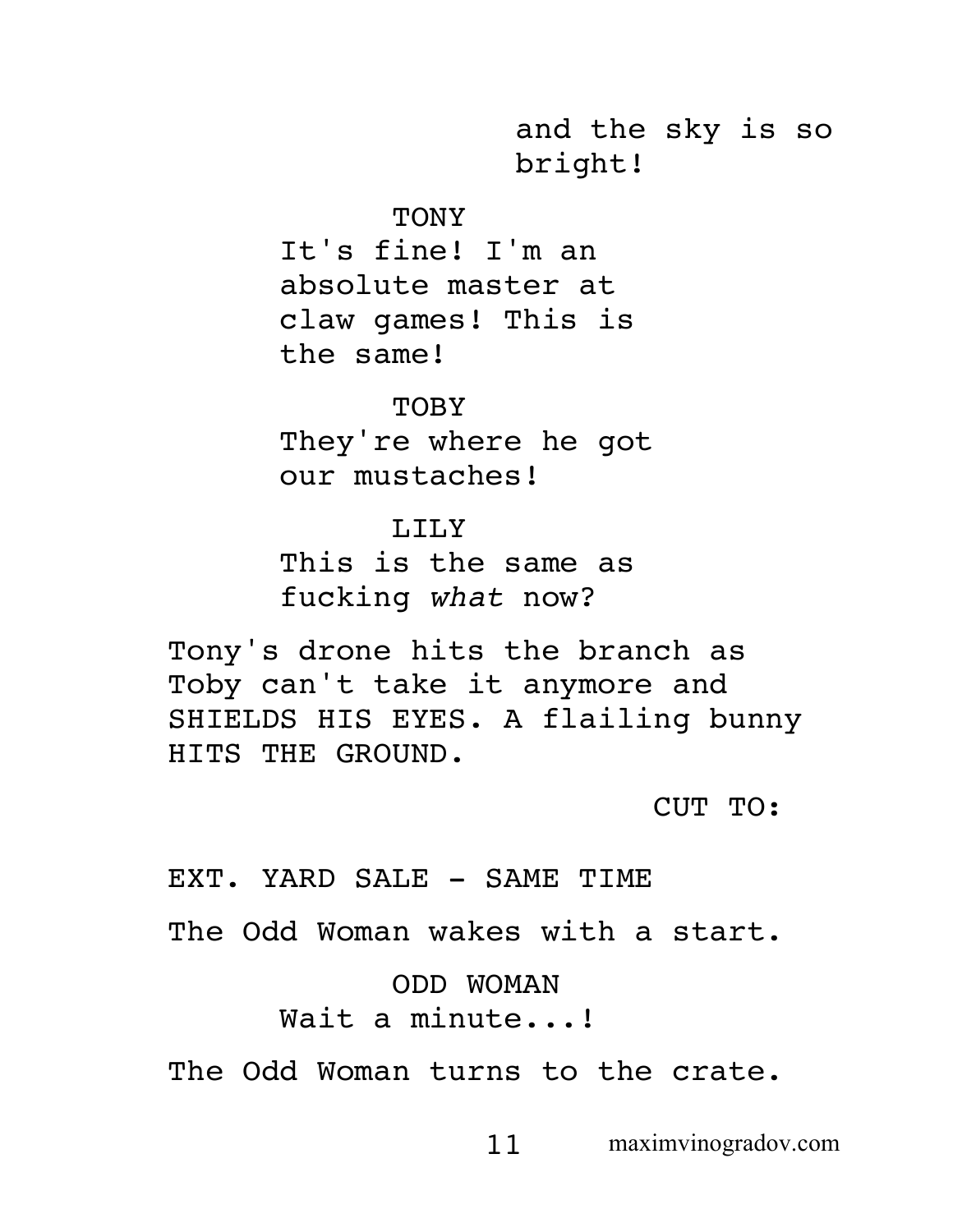and the sky is so bright!

TONY

It's fine! I'm an absolute master at claw games! This is the same!

TOBY

They're where he got our mustaches!

LILY

This is the same as fucking *what* now?

Tony's drone hits the branch as Toby can't take it anymore and SHIELDS HIS EYES. A flailing bunny HITS THE GROUND.

CUT TO:

EXT. YARD SALE - SAME TIME

The Odd Woman wakes with a start.

ODD WOMAN

Wait a minute...!

The Odd Woman turns to the crate.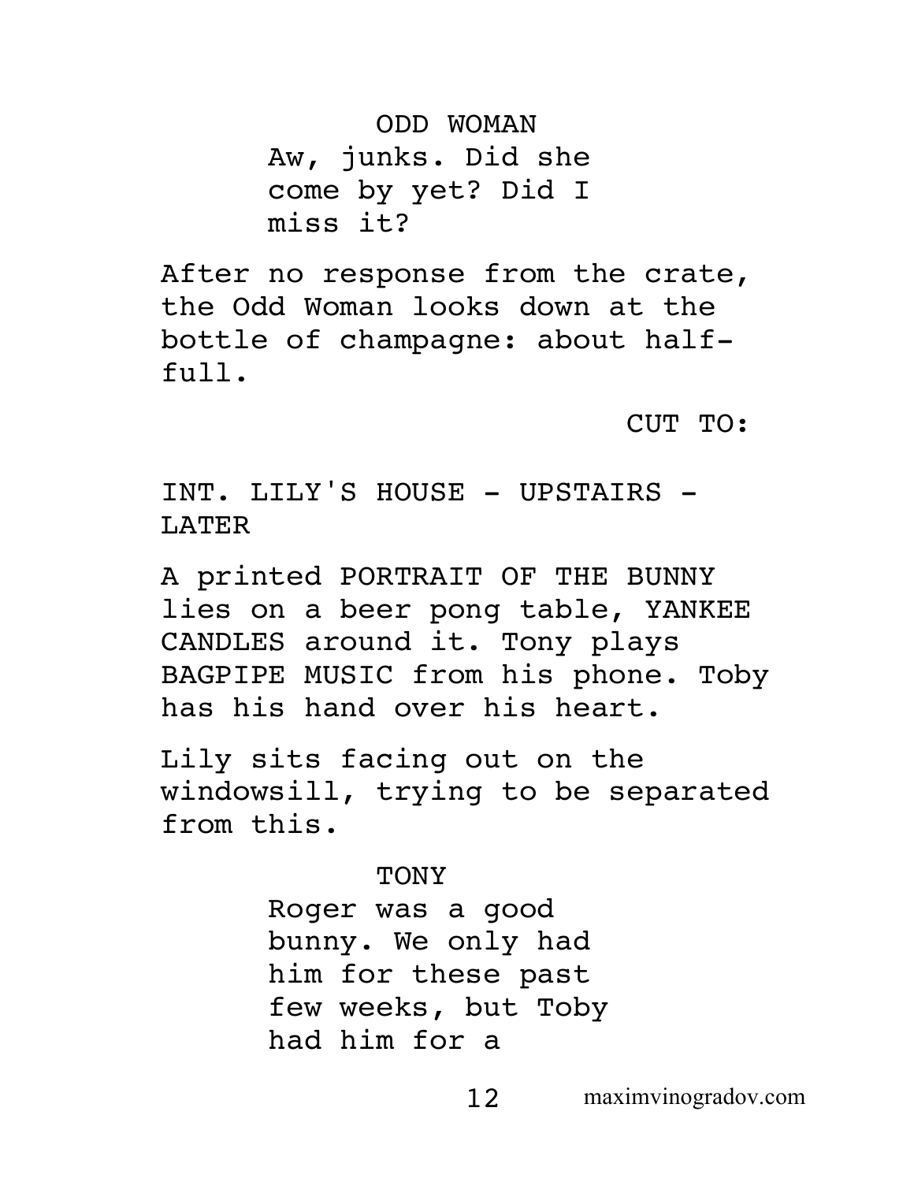ODD WOMAN

Aw, junks. Did she come by yet? Did I miss it?

After no response from the crate, the Odd Woman looks down at the bottle of champagne: about half-full.

CUT TO:

INT. LILY'S HOUSE - UPSTAIRS - LATER

A printed PORTRAIT OF THE BUNNY lies on a beer pong table, YANKEE CANDLES around it. Tony plays BAGPIPE MUSIC from his phone. Toby has his hand over his heart.

Lily sits facing out on the windowsill, trying to be separated from this.

TONY

Roger was a good bunny. We only had him for these past few weeks, but Toby had him for a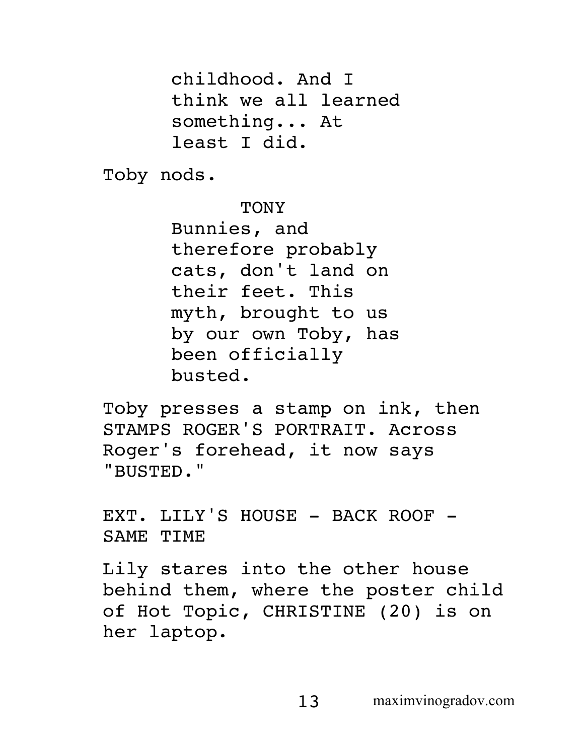childhood. And I think we all learned something... At least I did.

Toby nods.

TONY

Bunnies, and therefore probably cats, don't land on their feet. This myth, brought to us by our own Toby, has been officially busted.

Toby presses a stamp on ink, then STAMPS ROGER'S PORTRAIT. Across Roger's forehead, it now says "BUSTED."

EXT. LILY'S HOUSE - BACK ROOF - SAME TIME

Lily stares into the other house behind them, where the poster child of Hot Topic, CHRISTINE (20) is on her laptop.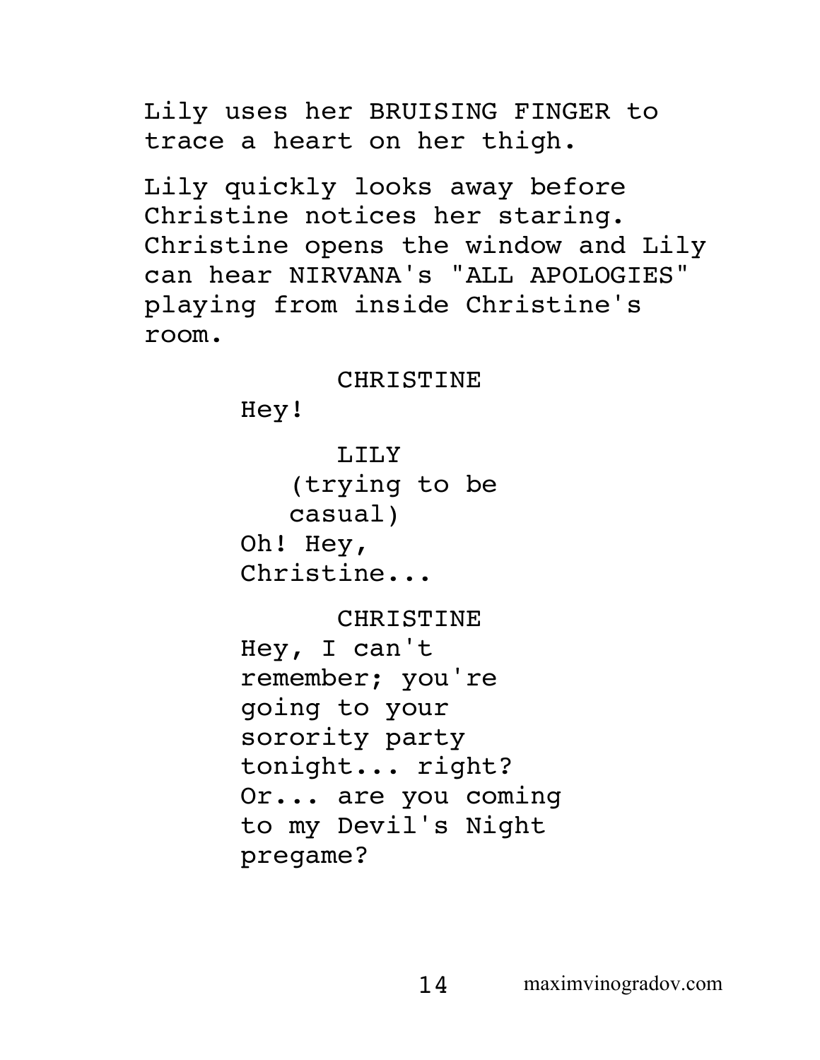Lily uses her BRUISING FINGER to trace a heart on her thigh.

Lily quickly looks away before Christine notices her staring. Christine opens the window and Lily can hear NIRVANA's "ALL APOLOGIES" playing from inside Christine's room.

CHRISTINE

Hey!

LILY

(trying to be casual)

Oh! Hey, Christine...

CHRISTINE

Hey, I can't remember; you're going to your sorority party tonight... right? Or... are you coming to my Devil's Night pregame?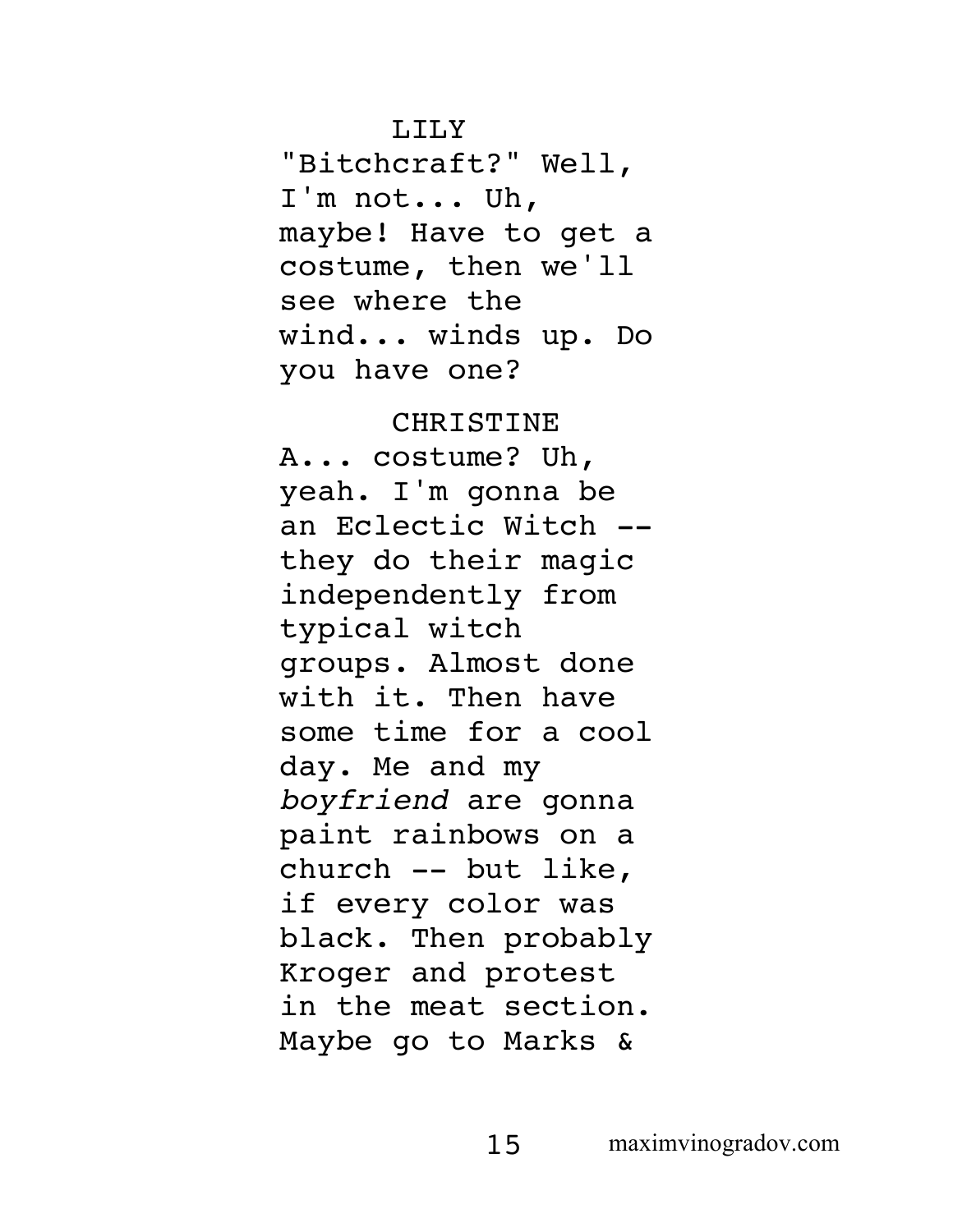LILY

"Bitchcraft?" Well, I'm not... Uh, maybe! Have to get a costume, then we'll see where the wind... winds up. Do you have one?

CHRISTINE

A... costume? Uh, yeah. I'm gonna be an Eclectic Witch -- they do their magic independently from typical witch groups. Almost done with it. Then have some time for a cool day. Me and my *boyfriend* are gonna paint rainbows on a church -- but like, if every color was black. Then probably Kroger and protest in the meat section. Maybe go to Marks &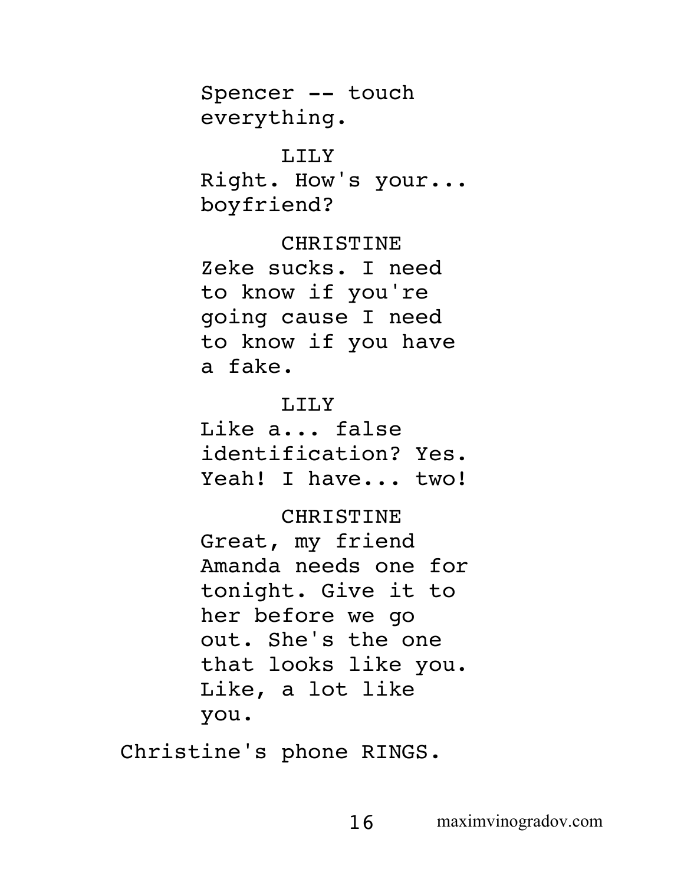Spencer -- touch everything.

LILY

Right. How's your... boyfriend?

CHRISTINE

Zeke sucks. I need to know if you're going cause I need to know if you have a fake.

LILY

Like a... false identification? Yes. Yeah! I have... two!

CHRISTINE

Great, my friend Amanda needs one for tonight. Give it to her before we go out. She's the one that looks like you. Like, a lot like you.

Christine's phone RINGS.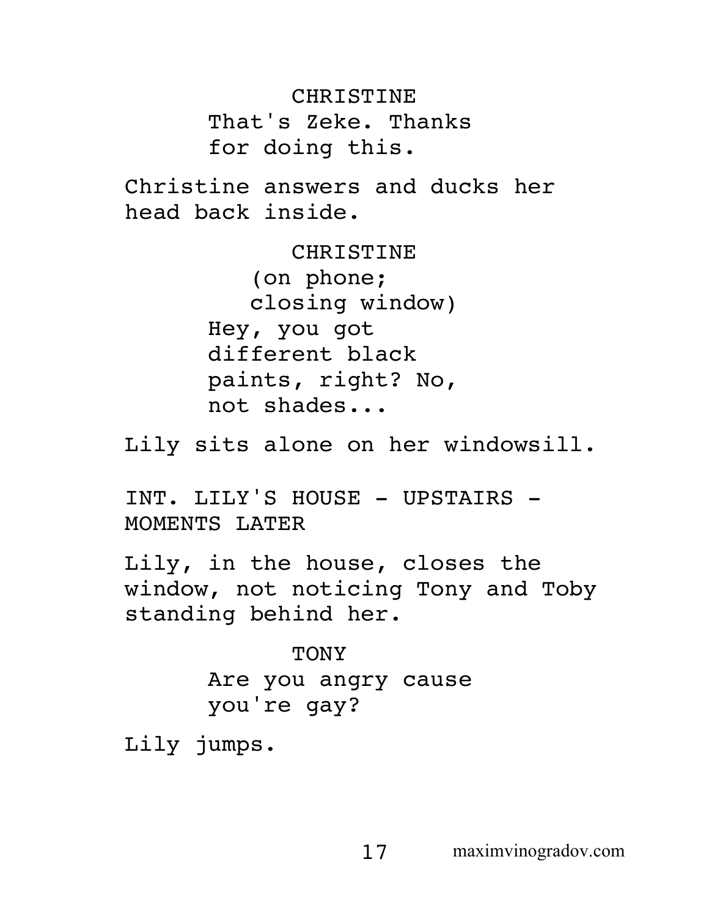CHRISTINE
That's Zeke. Thanks for doing this.

Christine answers and ducks her head back inside.

CHRISTINE
(on phone; closing window)
Hey, you got different black paints, right? No, not shades...

Lily sits alone on her windowsill.

INT. LILY'S HOUSE - UPSTAIRS - MOMENTS LATER

Lily, in the house, closes the window, not noticing Tony and Toby standing behind her.

TONY
Are you angry cause you're gay?

Lily jumps.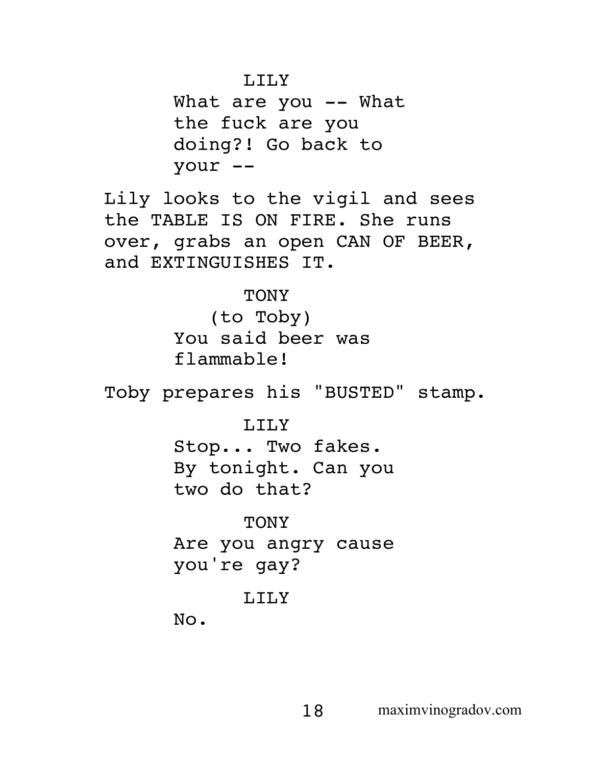LILY

What are you -- What the fuck are you doing?! Go back to your --

Lily looks to the vigil and sees the TABLE IS ON FIRE. She runs over, grabs an open CAN OF BEER, and EXTINGUISHES IT.

TONY

(to Toby)

You said beer was flammable!

Toby prepares his "BUSTED" stamp.

LILY

Stop... Two fakes. By tonight. Can you two do that?

TONY

Are you angry cause you're gay?

LILY

No.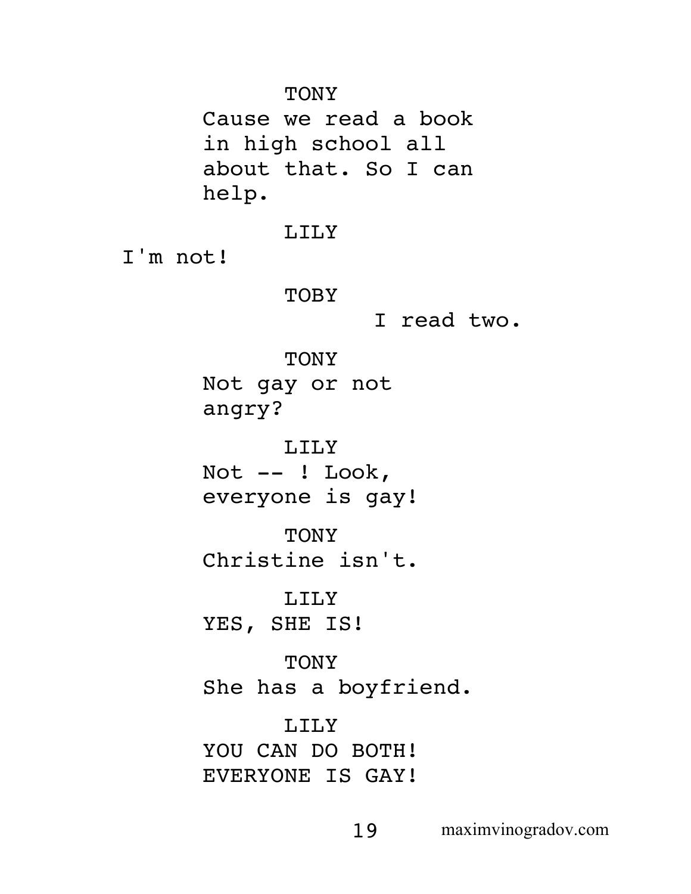TONY
Cause we read a book in high school all about that. So I can help.

LILY
I'm not!

TOBY
I read two.

TONY
Not gay or not angry?

LILY
Not -- ! Look, everyone is gay!

TONY
Christine isn't.

LILY
YES, SHE IS!

TONY
She has a boyfriend.

LILY
YOU CAN DO BOTH! EVERYONE IS GAY!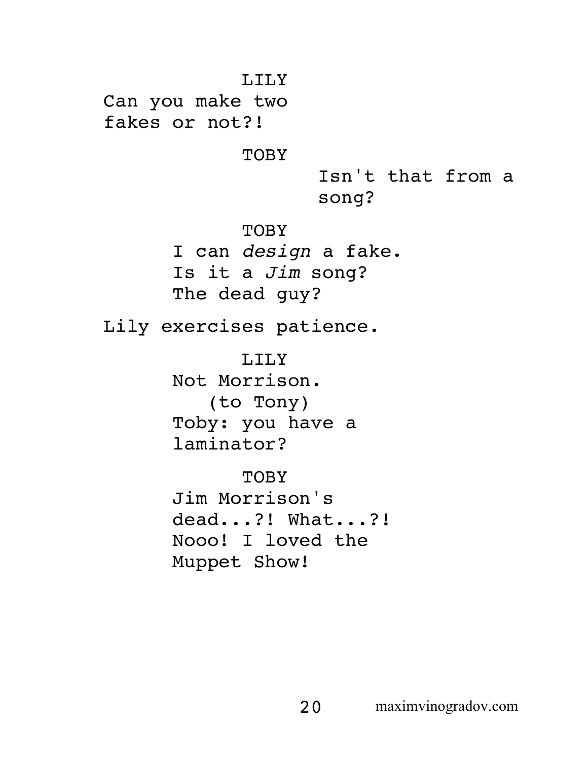LILY

Can you make two fakes or not?!

TOBY

Isn't that from a song?

TOBY

I can *design* a fake. Is it a *Jim* song? The dead guy?

Lily exercises patience.

LILY

Not Morrison.

(to Tony)

Toby: you have a laminator?

TOBY

Jim Morrison's dead...?! What...?! Nooo! I loved the Muppet Show!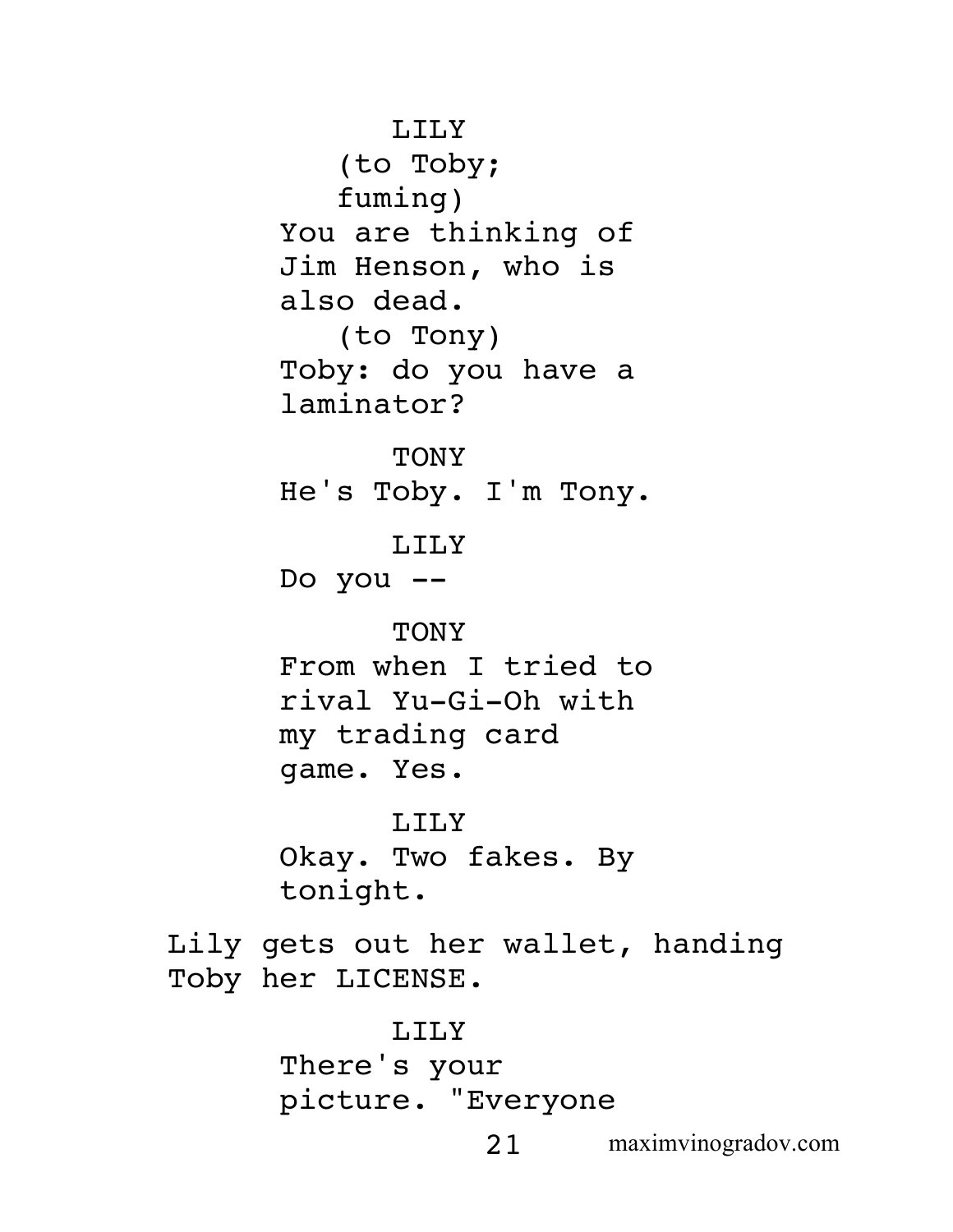LILY
(to Toby;
fuming)
You are thinking of
Jim Henson, who is
also dead.
(to Tony)
Toby: do you have a
laminator?

TONY
He's Toby. I'm Tony.

LILY
Do you --

TONY
From when I tried to
rival Yu-Gi-Oh with
my trading card
game. Yes.

LILY
Okay. Two fakes. By
tonight.

Lily gets out her wallet, handing
Toby her LICENSE.

LILY
There's your
picture. "Everyone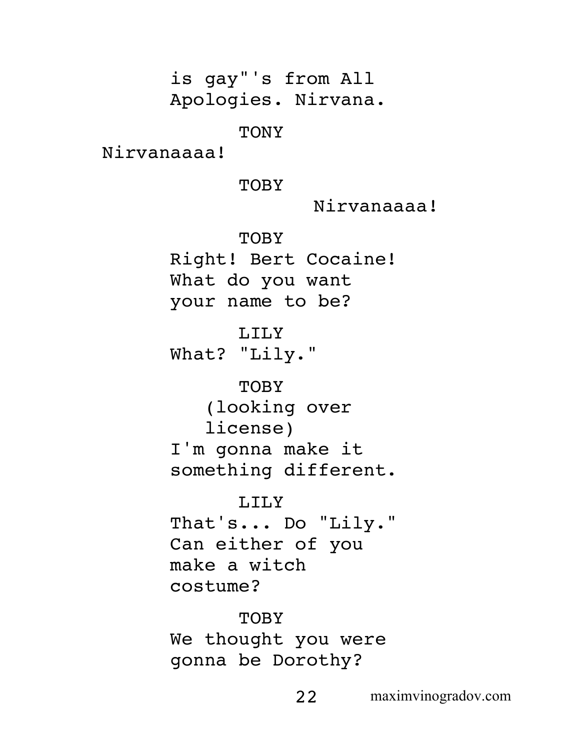is gay"'s from All Apologies. Nirvana.

TONY

Nirvanaaaa!

TOBY

Nirvanaaaa!

TOBY

Right! Bert Cocaine! What do you want your name to be?

LILY

What? "Lily."

TOBY

(looking over license)

I'm gonna make it something different.

LILY

That's... Do "Lily." Can either of you make a witch costume?

TOBY

We thought you were gonna be Dorothy?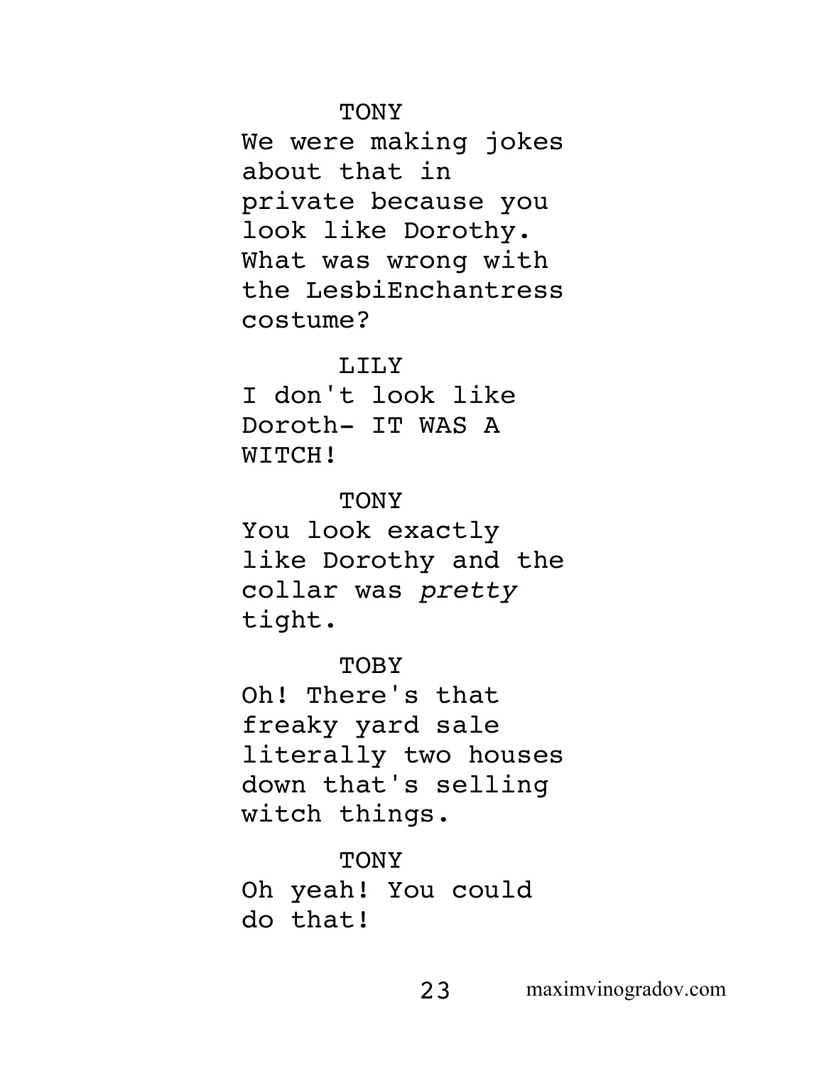TONY

We were making jokes about that in private because you look like Dorothy. What was wrong with the LesbiEnchantress costume?

LILY

I don't look like Doroth- IT WAS A WITCH!

TONY

You look exactly like Dorothy and the collar was *pretty* tight.

TOBY

Oh! There's that freaky yard sale literally two houses down that's selling witch things.

TONY

Oh yeah! You could do that!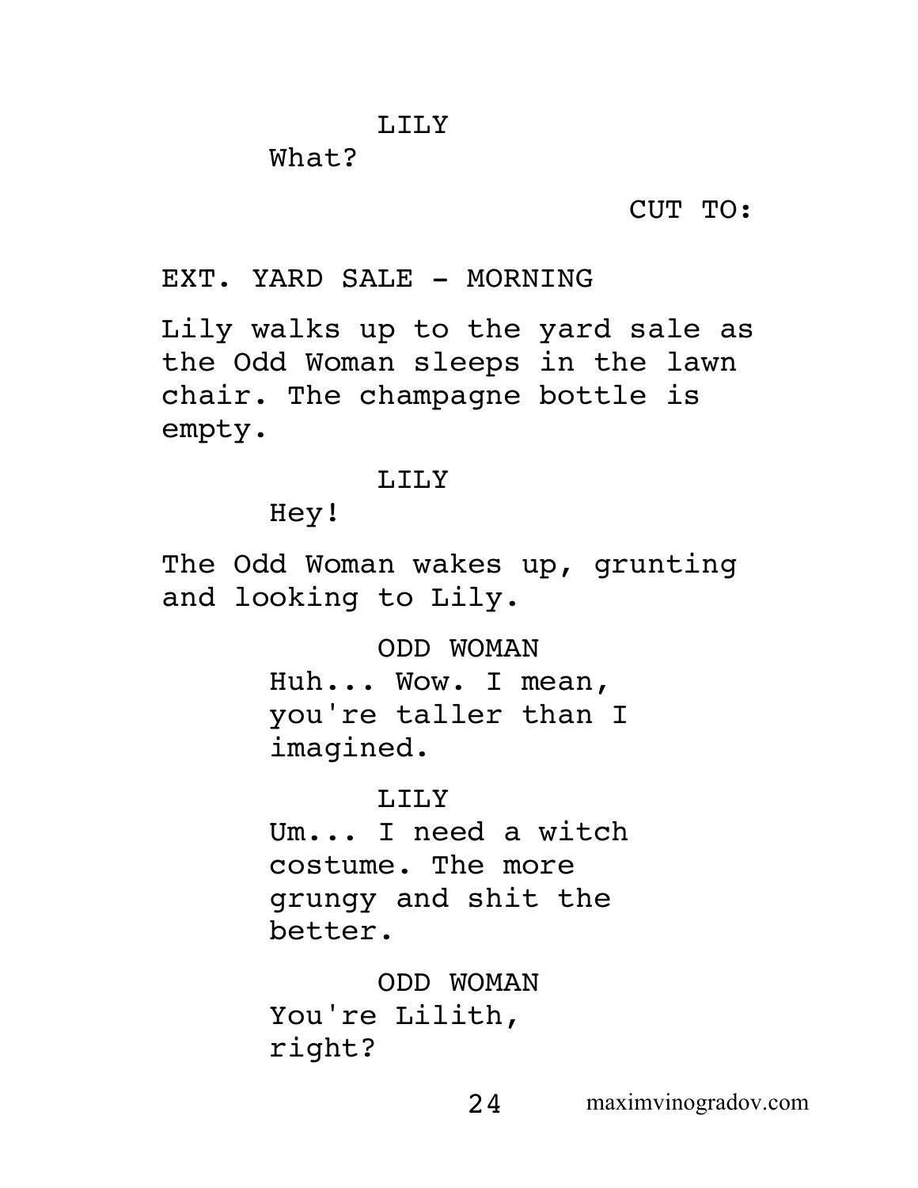LILY

What?

CUT TO:

EXT. YARD SALE - MORNING

Lily walks up to the yard sale as the Odd Woman sleeps in the lawn chair. The champagne bottle is empty.

LILY

Hey!

The Odd Woman wakes up, grunting and looking to Lily.

ODD WOMAN

Huh... Wow. I mean, you're taller than I imagined.

LILY

Um... I need a witch costume. The more grungy and shit the better.

ODD WOMAN

You're Lilith, right?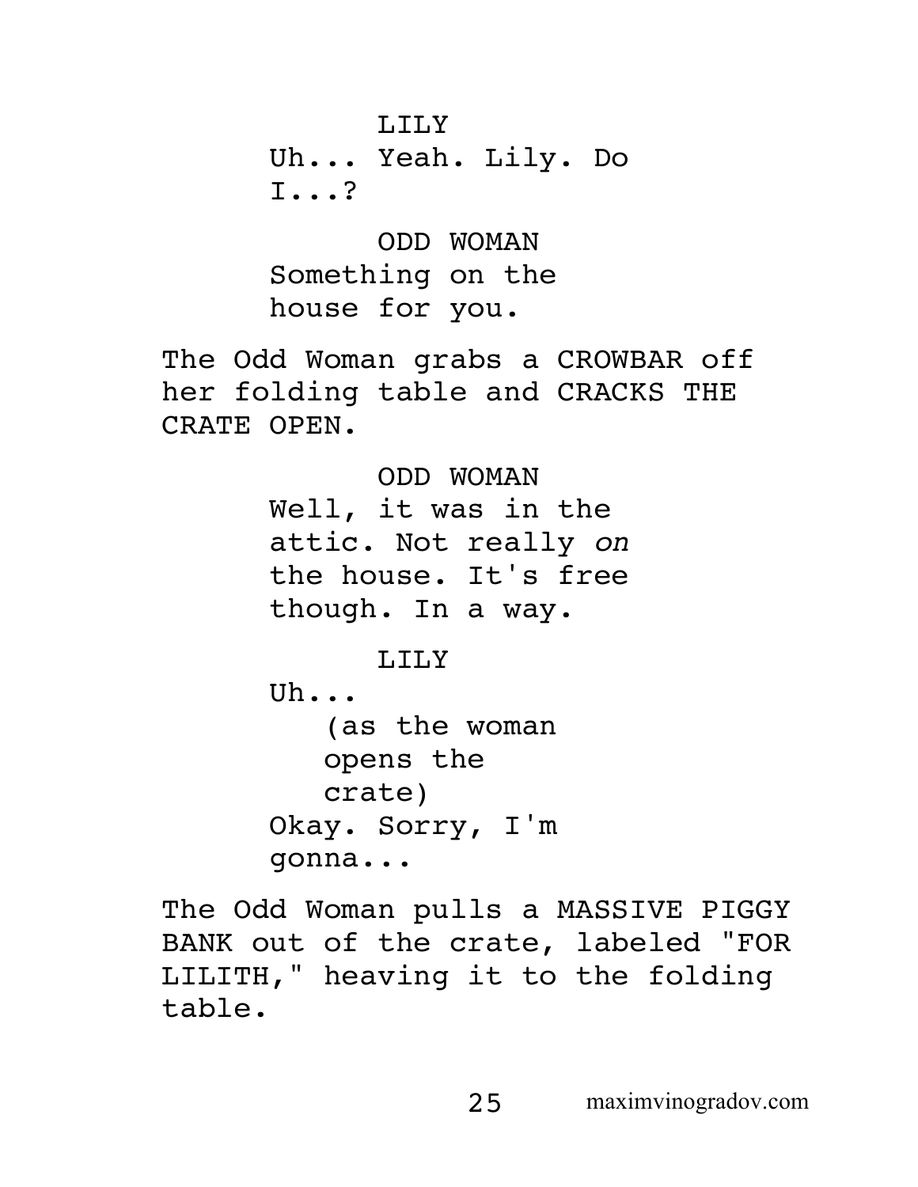LILY

Uh... Yeah. Lily. Do I...?

ODD WOMAN

Something on the house for you.

The Odd Woman grabs a CROWBAR off her folding table and CRACKS THE CRATE OPEN.

ODD WOMAN

Well, it was in the attic. Not really *on* the house. It's free though. In a way.

LILY

Uh...

(as the woman opens the crate)

Okay. Sorry, I'm gonna...

The Odd Woman pulls a MASSIVE PIGGY BANK out of the crate, labeled "FOR LILITH," heaving it to the folding table.

maximvinogradov.com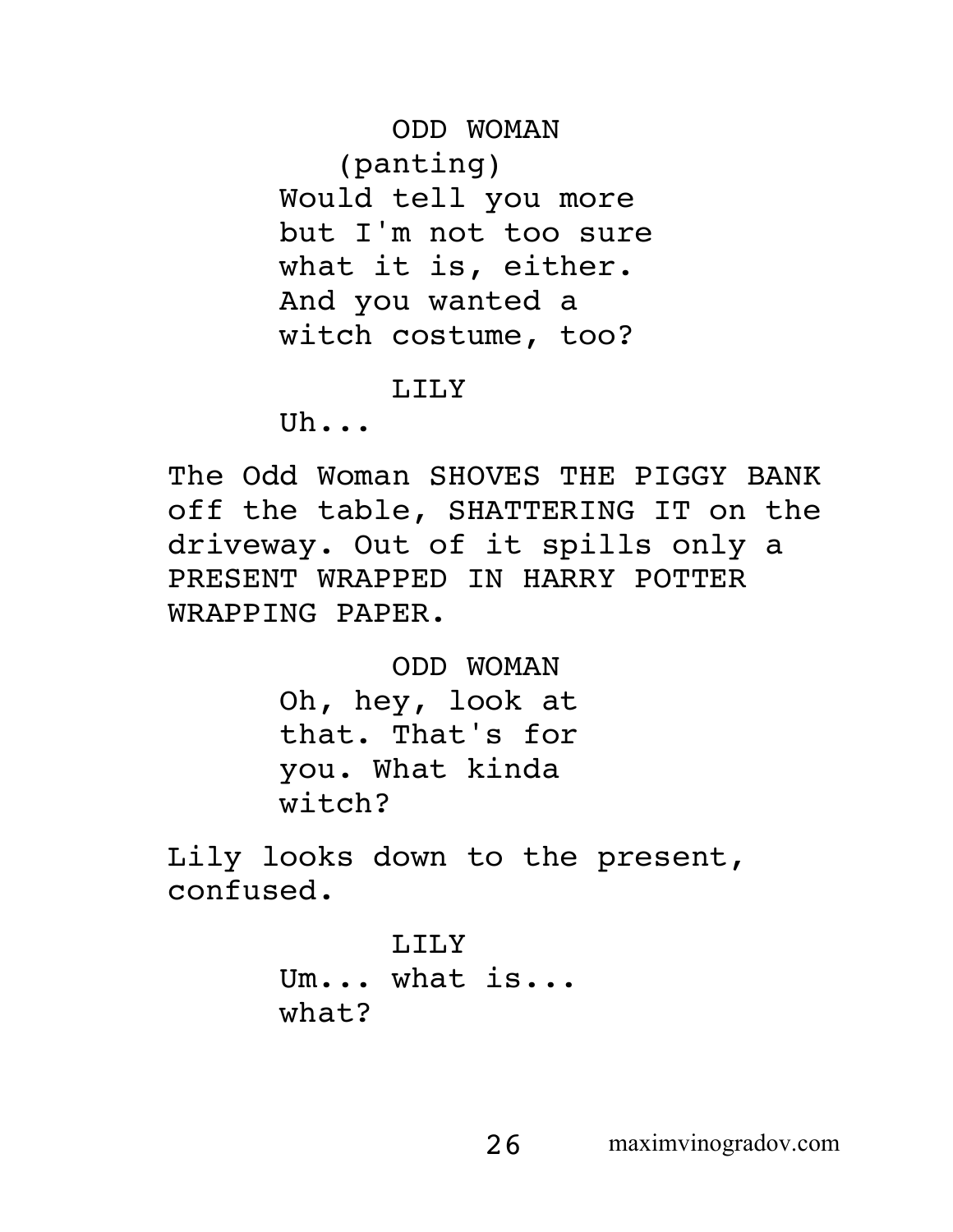ODD WOMAN
(panting)
Would tell you more but I'm not too sure what it is, either. And you wanted a witch costume, too?

LILY
Uh...

The Odd Woman SHOVES THE PIGGY BANK off the table, SHATTERING IT on the driveway. Out of it spills only a PRESENT WRAPPED IN HARRY POTTER WRAPPING PAPER.

ODD WOMAN
Oh, hey, look at that. That's for you. What kinda witch?

Lily looks down to the present, confused.

LILY
Um... what is... what?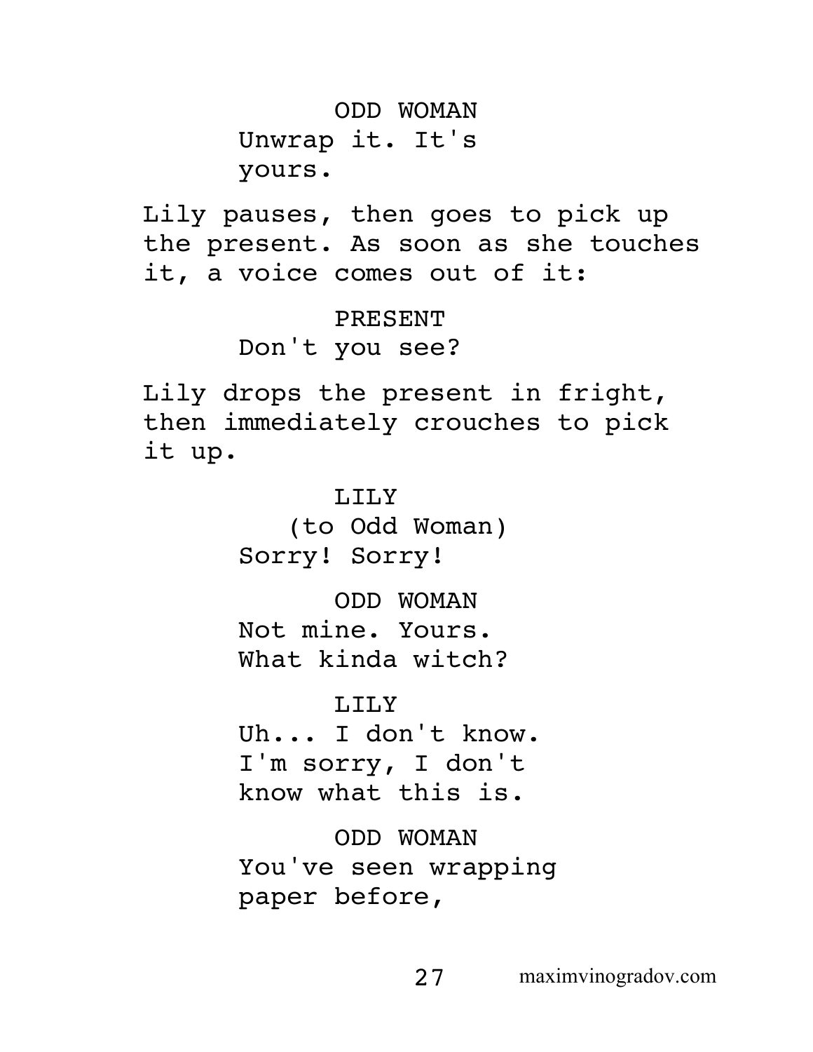ODD WOMAN

Unwrap it. It's yours.

Lily pauses, then goes to pick up the present. As soon as she touches it, a voice comes out of it:

PRESENT

Don't you see?

Lily drops the present in fright, then immediately crouches to pick it up.

LILY

(to Odd Woman)

Sorry! Sorry!

ODD WOMAN

Not mine. Yours. What kinda witch?

LILY

Uh... I don't know. I'm sorry, I don't know what this is.

ODD WOMAN

You've seen wrapping paper before,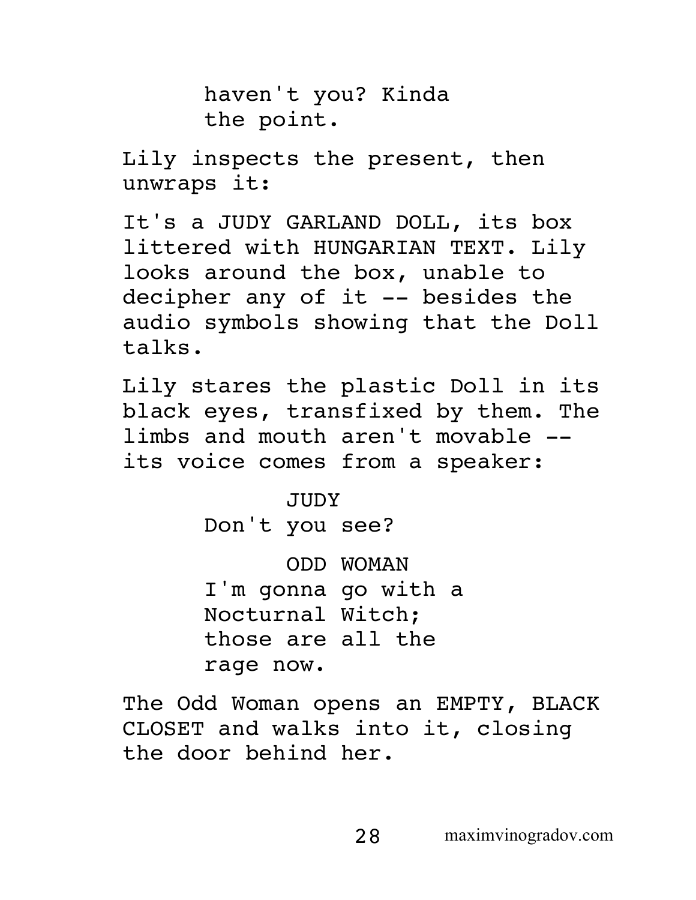haven't you? Kinda
the point.

Lily inspects the present, then unwraps it:

It's a JUDY GARLAND DOLL, its box littered with HUNGARIAN TEXT. Lily looks around the box, unable to decipher any of it -- besides the audio symbols showing that the Doll talks.

Lily stares the plastic Doll in its black eyes, transfixed by them. The limbs and mouth aren't movable -- its voice comes from a speaker:

JUDY
Don't you see?

ODD WOMAN
I'm gonna go with a
Nocturnal Witch;
those are all the
rage now.

The Odd Woman opens an EMPTY, BLACK CLOSET and walks into it, closing the door behind her.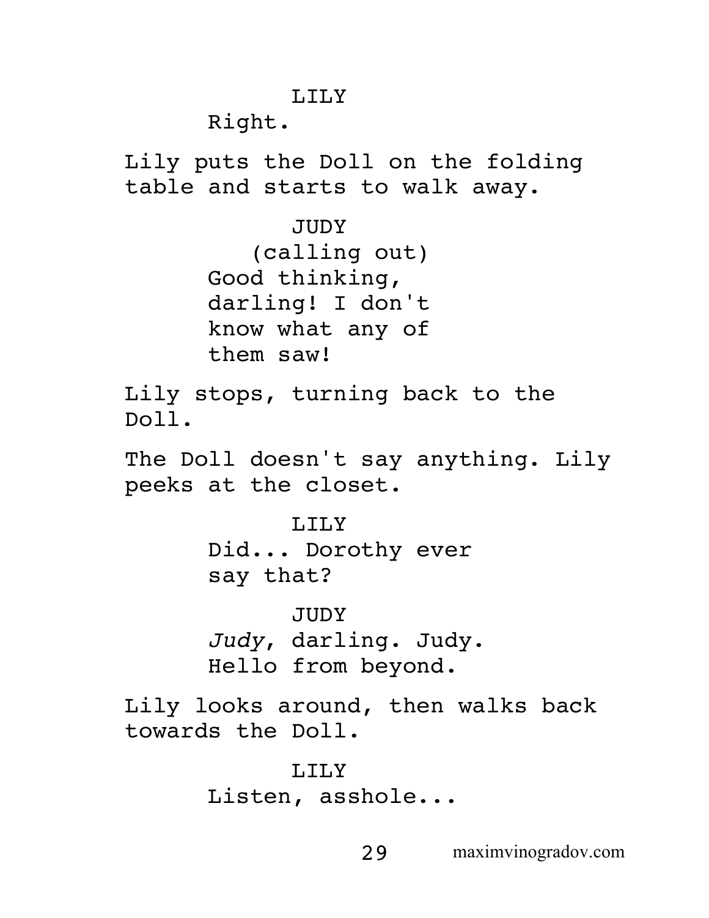LILY

Right.

Lily puts the Doll on the folding table and starts to walk away.

JUDY

(calling out)

Good thinking, darling! I don't know what any of them saw!

Lily stops, turning back to the Doll.

The Doll doesn't say anything. Lily peeks at the closet.

LILY

Did... Dorothy ever say that?

JUDY

*Judy*, darling. Judy. Hello from beyond.

Lily looks around, then walks back towards the Doll.

LILY

Listen, asshole...